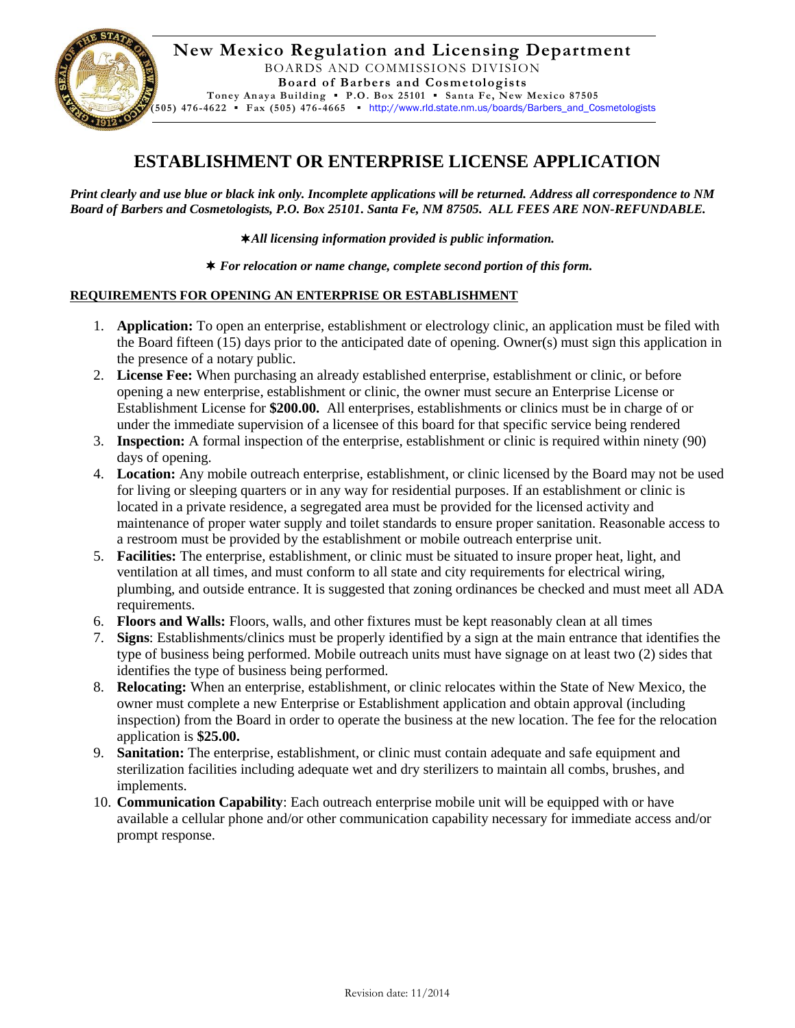**New Mexico Regulation and Licensing Department**

BOARDS AND COMMISSIONS DIVISION

**Board of Barbers and Cosmetologists**

Toney Anaya Building ▪ P.O. Box 25101 ▪ Santa Fe, New Mexico 87505

(505) 476-4622 ▪ Fax (505) 476-4665 ▪ http://www.rld.state.nm.us/boards/Barbers_and_Cosmetologists

# ESTABLISHMENT OR ENTERPRISE LICENSE APPLICATION

***Print clearly and use blue or black ink only. Incomplete applications will be returned. Address all correspondence to NM Board of Barbers and Cosmetologists, P.O. Box 25101. Santa Fe, NM 87505. ALL FEES ARE NON-REFUNDABLE.***

***✶All licensing information provided is public information.***

***✶ For relocation or name change, complete second portion of this form.***

**REQUIREMENTS FOR OPENING AN ENTERPRISE OR ESTABLISHMENT**

1. **Application:** To open an enterprise, establishment or electrology clinic, an application must be filed with the Board fifteen (15) days prior to the anticipated date of opening. Owner(s) must sign this application in the presence of a notary public.
2. **License Fee:** When purchasing an already established enterprise, establishment or clinic, or before opening a new enterprise, establishment or clinic, the owner must secure an Enterprise License or Establishment License for **$200.00.** All enterprises, establishments or clinics must be in charge of or under the immediate supervision of a licensee of this board for that specific service being rendered
3. **Inspection:** A formal inspection of the enterprise, establishment or clinic is required within ninety (90) days of opening.
4. **Location:** Any mobile outreach enterprise, establishment, or clinic licensed by the Board may not be used for living or sleeping quarters or in any way for residential purposes. If an establishment or clinic is located in a private residence, a segregated area must be provided for the licensed activity and maintenance of proper water supply and toilet standards to ensure proper sanitation. Reasonable access to a restroom must be provided by the establishment or mobile outreach enterprise unit.
5. **Facilities:** The enterprise, establishment, or clinic must be situated to insure proper heat, light, and ventilation at all times, and must conform to all state and city requirements for electrical wiring, plumbing, and outside entrance. It is suggested that zoning ordinances be checked and must meet all ADA requirements.
6. **Floors and Walls:** Floors, walls, and other fixtures must be kept reasonably clean at all times
7. **Signs**: Establishments/clinics must be properly identified by a sign at the main entrance that identifies the type of business being performed. Mobile outreach units must have signage on at least two (2) sides that identifies the type of business being performed.
8. **Relocating:** When an enterprise, establishment, or clinic relocates within the State of New Mexico, the owner must complete a new Enterprise or Establishment application and obtain approval (including inspection) from the Board in order to operate the business at the new location. The fee for the relocation application is **$25.00.**
9. **Sanitation:** The enterprise, establishment, or clinic must contain adequate and safe equipment and sterilization facilities including adequate wet and dry sterilizers to maintain all combs, brushes, and implements.
10. **Communication Capability**: Each outreach enterprise mobile unit will be equipped with or have available a cellular phone and/or other communication capability necessary for immediate access and/or prompt response.

Revision date: 11/2014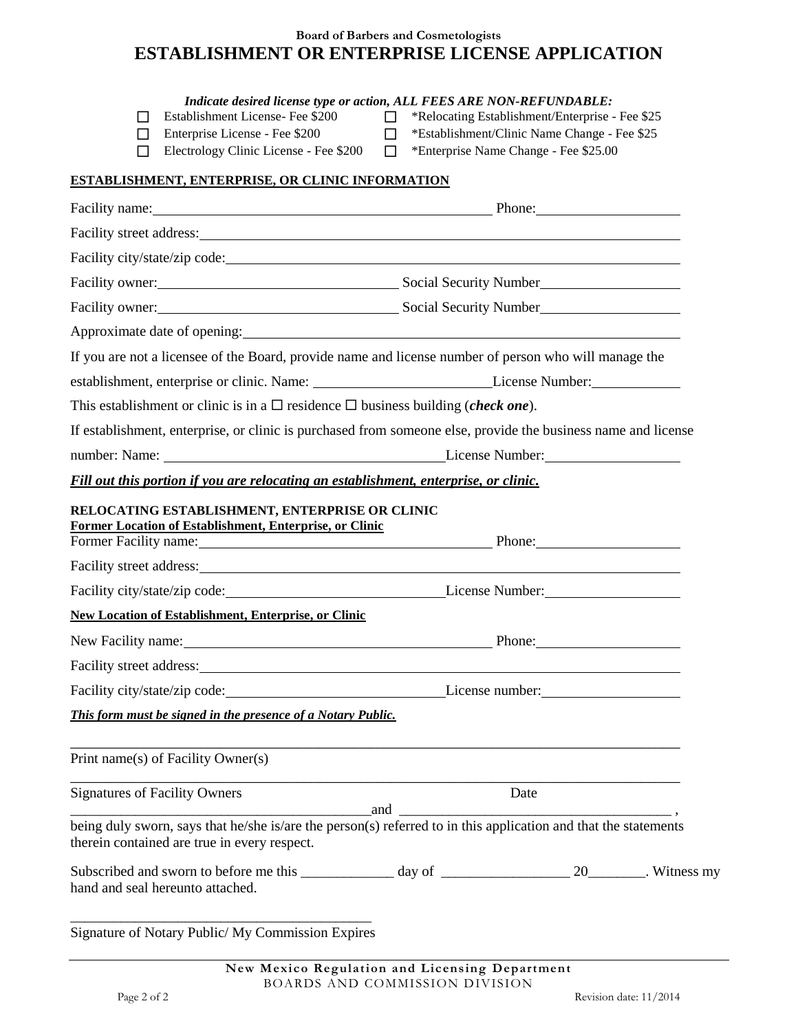**Board of Barbers and Cosmetologists**

# ESTABLISHMENT OR ENTERPRISE LICENSE APPLICATION

***Indicate desired license type or action, ALL FEES ARE NON-REFUNDABLE:***

| | |
|---|---|
| ☐ Establishment License- Fee $200 | ☐ *Relocating Establishment/Enterprise - Fee $25 |
| ☐ Enterprise License - Fee $200 | ☐ *Establishment/Clinic Name Change - Fee $25 |
| ☐ Electrology Clinic License - Fee $200 | ☐ *Enterprise Name Change - Fee $25.00 |

**ESTABLISHMENT, ENTERPRISE, OR CLINIC INFORMATION**

Facility name:_______________________________ Phone:_______________

Facility street address:_______________________________________________

Facility city/state/zip code:____________________________________________

Facility owner:__________________________ Social Security Number_______________

Facility owner:__________________________ Social Security Number_______________

Approximate date of opening:__________________________________________

If you are not a licensee of the Board, provide name and license number of person who will manage the establishment, enterprise or clinic. Name: ____________________License Number:__________

This establishment or clinic is in a ☐ residence ☐ business building (***check one***).

If establishment, enterprise, or clinic is purchased from someone else, provide the business name and license number: Name: ______________________________License Number:_______________

***Fill out this portion if you are relocating an establishment, enterprise, or clinic.***

**RELOCATING ESTABLISHMENT, ENTERPRISE OR CLINIC**

**Former Location of Establishment, Enterprise, or Clinic**

Former Facility name:_______________________________ Phone:_______________

Facility street address:_______________________________________________

Facility city/state/zip code:_______________________License Number:_______________

**New Location of Establishment, Enterprise, or Clinic**

New Facility name:_______________________________ Phone:_______________

Facility street address:_______________________________________________

Facility city/state/zip code:_______________________License number:_______________

***This form must be signed in the presence of a Notary Public.***

_____________________________________________________________________

Print name(s) of Facility Owner(s)

_____________________________________________________________________

Signatures of Facility Owners Date

_________________________________________and _____________________________________ ,
being duly sworn, says that he/she is/are the person(s) referred to in this application and that the statements therein contained are true in every respect.

Subscribed and sworn to before me this ____________ day of _________________ 20________. Witness my hand and seal hereunto attached.

__________________________________________

Signature of Notary Public/ My Commission Expires

**New Mexico Regulation and Licensing Department**

BOARDS AND COMMISSION DIVISION

Revision date: 11/2014